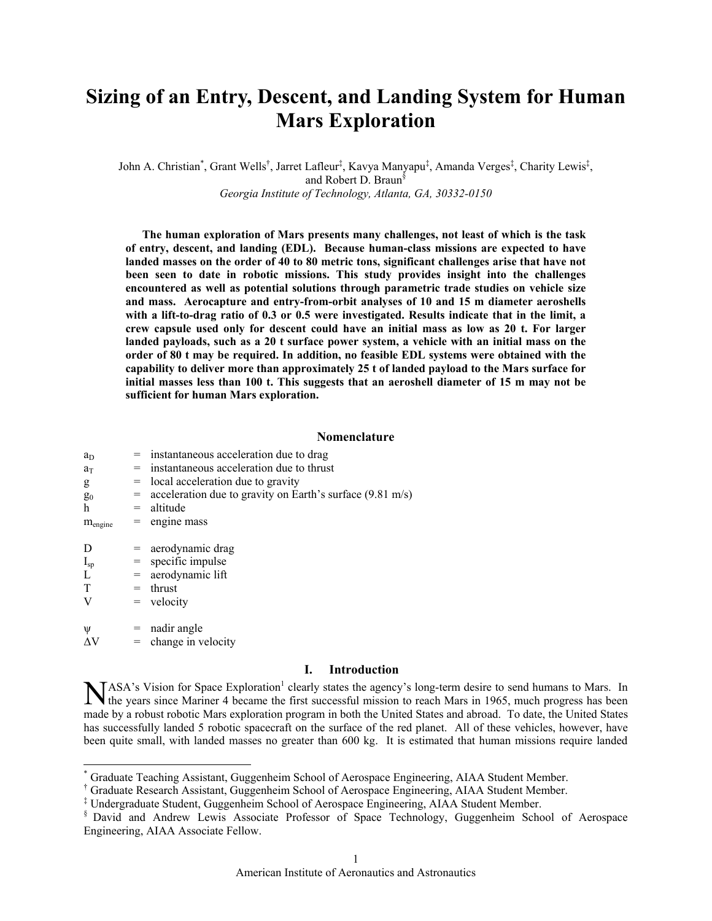# Sizing of an Entry, Descent, and Landing System for Human Mars Exploration

John A. Christian[*], Grant Wells[†], Jarret Lafleur[‡], Kavya Manyapu[‡], Amanda Verges[‡], Charity Lewis[‡], and Robert D. Braun[§]

*Georgia Institute of Technology, Atlanta, GA, 30332-0150*

**The human exploration of Mars presents many challenges, not least of which is the task of entry, descent, and landing (EDL). Because human-class missions are expected to have landed masses on the order of 40 to 80 metric tons, significant challenges arise that have not been seen to date in robotic missions. This study provides insight into the challenges encountered as well as potential solutions through parametric trade studies on vehicle size and mass. Aerocapture and entry-from-orbit analyses of 10 and 15 m diameter aeroshells with a lift-to-drag ratio of 0.3 or 0.5 were investigated. Results indicate that in the limit, a crew capsule used only for descent could have an initial mass as low as 20 t. For larger landed payloads, such as a 20 t surface power system, a vehicle with an initial mass on the order of 80 t may be required. In addition, no feasible EDL systems were obtained with the capability to deliver more than approximately 25 t of landed payload to the Mars surface for initial masses less than 100 t. This suggests that an aeroshell diameter of 15 m may not be sufficient for human Mars exploration.**

## Nomenclature

$a_D$ = instantaneous acceleration due to drag
$a_T$ = instantaneous acceleration due to thrust
$g$ = local acceleration due to gravity
$g_0$ = acceleration due to gravity on Earth's surface (9.81 m/s)
$h$ = altitude
$m_{engine}$ = engine mass

$D$ = aerodynamic drag
$I_{sp}$ = specific impulse
$L$ = aerodynamic lift
$T$ = thrust
$V$ = velocity

$\psi$ = nadir angle
$\Delta V$ = change in velocity

## I. Introduction

NASA's Vision for Space Exploration[1] clearly states the agency's long-term desire to send humans to Mars. In the years since Mariner 4 became the first successful mission to reach Mars in 1965, much progress has been made by a robust robotic Mars exploration program in both the United States and abroad. To date, the United States has successfully landed 5 robotic spacecraft on the surface of the red planet. All of these vehicles, however, have been quite small, with landed masses no greater than 600 kg. It is estimated that human missions require landed

[*] Graduate Teaching Assistant, Guggenheim School of Aerospace Engineering, AIAA Student Member.
[†] Graduate Research Assistant, Guggenheim School of Aerospace Engineering, AIAA Student Member.
[‡] Undergraduate Student, Guggenheim School of Aerospace Engineering, AIAA Student Member.
[§] David and Andrew Lewis Associate Professor of Space Technology, Guggenheim School of Aerospace Engineering, AIAA Associate Fellow.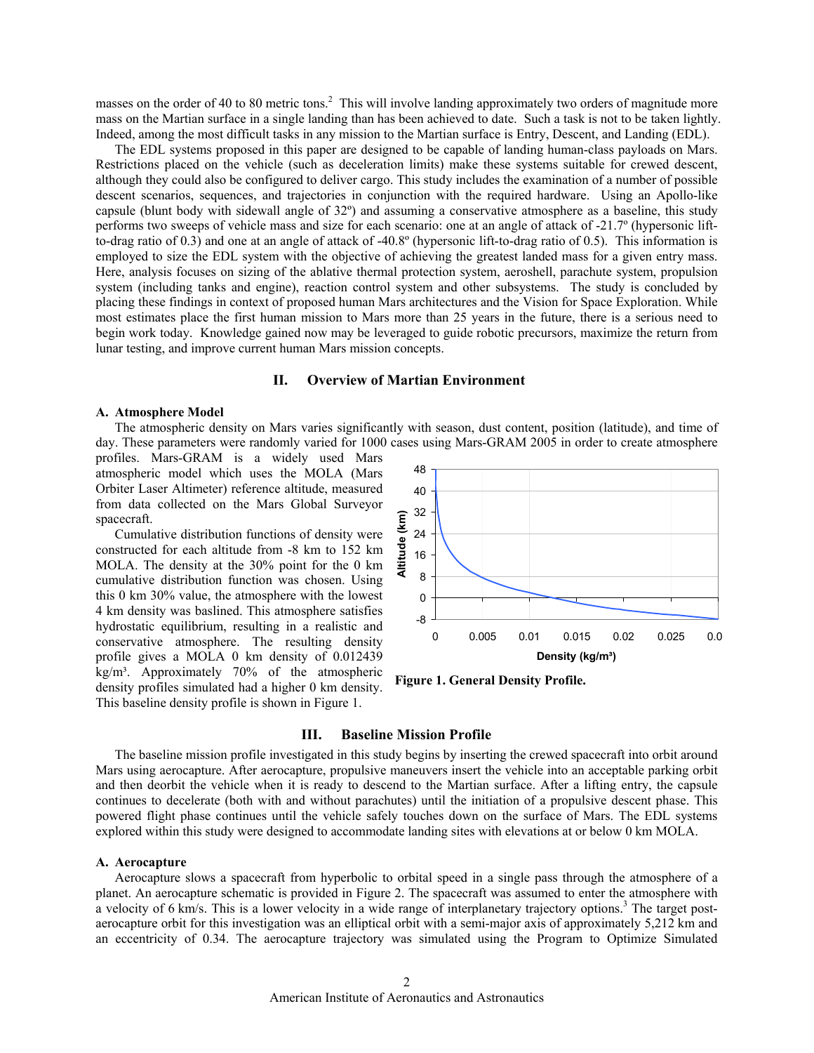masses on the order of 40 to 80 metric tons.[2] This will involve landing approximately two orders of magnitude more mass on the Martian surface in a single landing than has been achieved to date. Such a task is not to be taken lightly. Indeed, among the most difficult tasks in any mission to the Martian surface is Entry, Descent, and Landing (EDL).

The EDL systems proposed in this paper are designed to be capable of landing human-class payloads on Mars. Restrictions placed on the vehicle (such as deceleration limits) make these systems suitable for crewed descent, although they could also be configured to deliver cargo. This study includes the examination of a number of possible descent scenarios, sequences, and trajectories in conjunction with the required hardware. Using an Apollo-like capsule (blunt body with sidewall angle of 32º) and assuming a conservative atmosphere as a baseline, this study performs two sweeps of vehicle mass and size for each scenario: one at an angle of attack of -21.7º (hypersonic lift-to-drag ratio of 0.3) and one at an angle of attack of -40.8º (hypersonic lift-to-drag ratio of 0.5). This information is employed to size the EDL system with the objective of achieving the greatest landed mass for a given entry mass. Here, analysis focuses on sizing of the ablative thermal protection system, aeroshell, parachute system, propulsion system (including tanks and engine), reaction control system and other subsystems. The study is concluded by placing these findings in context of proposed human Mars architectures and the Vision for Space Exploration. While most estimates place the first human mission to Mars more than 25 years in the future, there is a serious need to begin work today. Knowledge gained now may be leveraged to guide robotic precursors, maximize the return from lunar testing, and improve current human Mars mission concepts.

## II. Overview of Martian Environment

### A. Atmosphere Model

The atmospheric density on Mars varies significantly with season, dust content, position (latitude), and time of day. These parameters were randomly varied for 1000 cases using Mars-GRAM 2005 in order to create atmosphere profiles. Mars-GRAM is a widely used Mars atmospheric model which uses the MOLA (Mars Orbiter Laser Altimeter) reference altitude, measured from data collected on the Mars Global Surveyor spacecraft.

Cumulative distribution functions of density were constructed for each altitude from -8 km to 152 km MOLA. The density at the 30% point for the 0 km cumulative distribution function was chosen. Using this 0 km 30% value, the atmosphere with the lowest 4 km density was baslined. This atmosphere satisfies hydrostatic equilibrium, resulting in a realistic and conservative atmosphere. The resulting density profile gives a MOLA 0 km density of 0.012439 kg/m³. Approximately 70% of the atmospheric density profiles simulated had a higher 0 km density. This baseline density profile is shown in Figure 1.

**Figure 1. General Density Profile.**

## III. Baseline Mission Profile

The baseline mission profile investigated in this study begins by inserting the crewed spacecraft into orbit around Mars using aerocapture. After aerocapture, propulsive maneuvers insert the vehicle into an acceptable parking orbit and then deorbit the vehicle when it is ready to descend to the Martian surface. After a lifting entry, the capsule continues to decelerate (both with and without parachutes) until the initiation of a propulsive descent phase. This powered flight phase continues until the vehicle safely touches down on the surface of Mars. The EDL systems explored within this study were designed to accommodate landing sites with elevations at or below 0 km MOLA.

### A. Aerocapture

Aerocapture slows a spacecraft from hyperbolic to orbital speed in a single pass through the atmosphere of a planet. An aerocapture schematic is provided in Figure 2. The spacecraft was assumed to enter the atmosphere with a velocity of 6 km/s. This is a lower velocity in a wide range of interplanetary trajectory options.[3] The target post-aerocapture orbit for this investigation was an elliptical orbit with a semi-major axis of approximately 5,212 km and an eccentricity of 0.34. The aerocapture trajectory was simulated using the Program to Optimize Simulated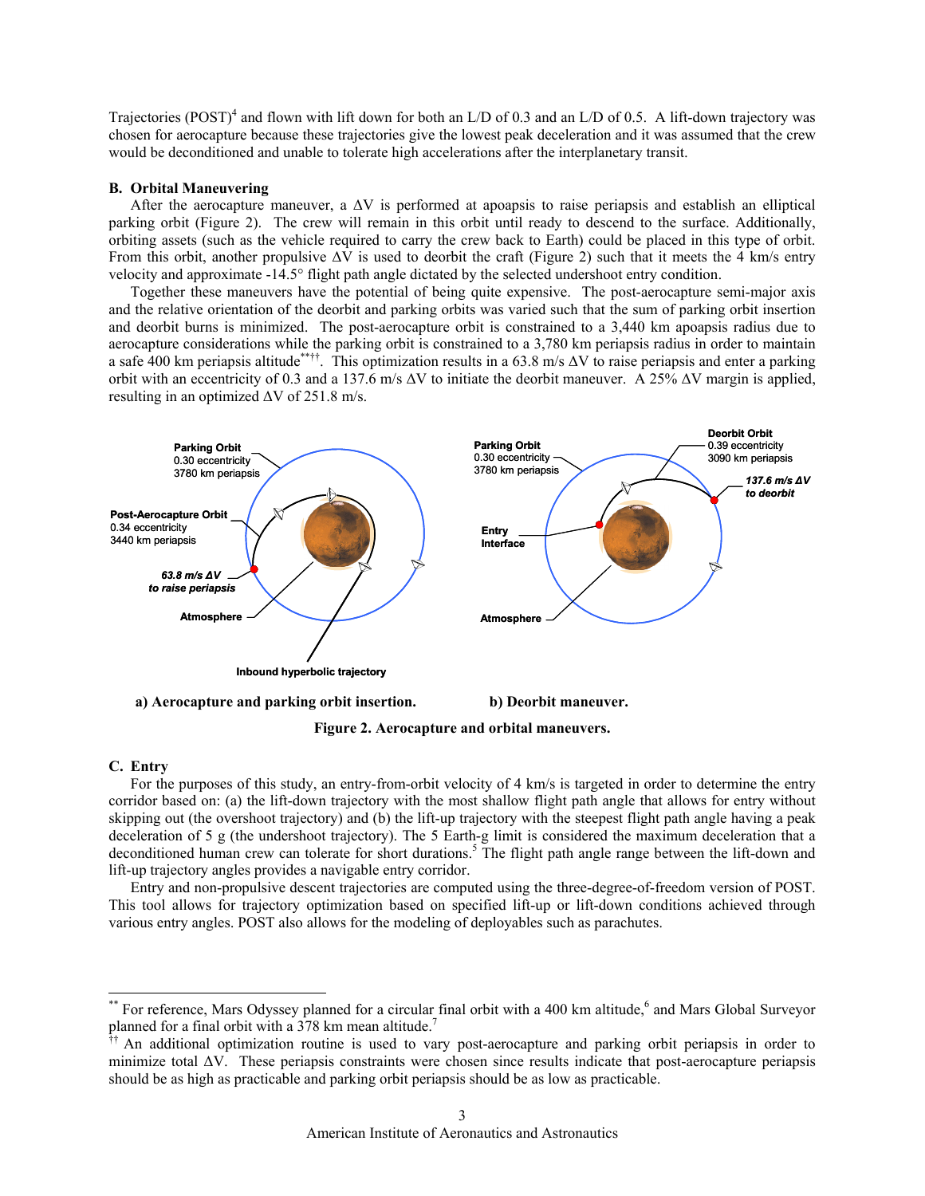Trajectories (POST)[4] and flown with lift down for both an L/D of 0.3 and an L/D of 0.5. A lift-down trajectory was chosen for aerocapture because these trajectories give the lowest peak deceleration and it was assumed that the crew would be deconditioned and unable to tolerate high accelerations after the interplanetary transit.

### B. Orbital Maneuvering

After the aerocapture maneuver, a ΔV is performed at apoapsis to raise periapsis and establish an elliptical parking orbit (Figure 2). The crew will remain in this orbit until ready to descend to the surface. Additionally, orbiting assets (such as the vehicle required to carry the crew back to Earth) could be placed in this type of orbit. From this orbit, another propulsive ΔV is used to deorbit the craft (Figure 2) such that it meets the 4 km/s entry velocity and approximate -14.5° flight path angle dictated by the selected undershoot entry condition.

Together these maneuvers have the potential of being quite expensive. The post-aerocapture semi-major axis and the relative orientation of the deorbit and parking orbits was varied such that the sum of parking orbit insertion and deorbit burns is minimized. The post-aerocapture orbit is constrained to a 3,440 km apoapsis radius due to aerocapture considerations while the parking orbit is constrained to a 3,780 km periapsis radius in order to maintain a safe 400 km periapsis altitude[**††]. This optimization results in a 63.8 m/s ΔV to raise periapsis and enter a parking orbit with an eccentricity of 0.3 and a 137.6 m/s ΔV to initiate the deorbit maneuver. A 25% ΔV margin is applied, resulting in an optimized ΔV of 251.8 m/s.

Parking Orbit
0.30 eccentricity
3780 km periapsis

Post-Aerocapture Orbit
0.34 eccentricity
3440 km periapsis

*63.8 m/s ΔV to raise periapsis*

Atmosphere

Inbound hyperbolic trajectory

**a) Aerocapture and parking orbit insertion.**

Deorbit Orbit
0.39 eccentricity
3090 km periapsis

Parking Orbit
0.30 eccentricity
3780 km periapsis

*137.6 m/s ΔV to deorbit*

Entry Interface

Atmosphere

**b) Deorbit maneuver.**

**Figure 2. Aerocapture and orbital maneuvers.**

### C. Entry

For the purposes of this study, an entry-from-orbit velocity of 4 km/s is targeted in order to determine the entry corridor based on: (a) the lift-down trajectory with the most shallow flight path angle that allows for entry without skipping out (the overshoot trajectory) and (b) the lift-up trajectory with the steepest flight path angle having a peak deceleration of 5 g (the undershoot trajectory). The 5 Earth-g limit is considered the maximum deceleration that a deconditioned human crew can tolerate for short durations.[5] The flight path angle range between the lift-down and lift-up trajectory angles provides a navigable entry corridor.

Entry and non-propulsive descent trajectories are computed using the three-degree-of-freedom version of POST. This tool allows for trajectory optimization based on specified lift-up or lift-down conditions achieved through various entry angles. POST also allows for the modeling of deployables such as parachutes.

---

[**] For reference, Mars Odyssey planned for a circular final orbit with a 400 km altitude,[6] and Mars Global Surveyor planned for a final orbit with a 378 km mean altitude.[7]

[††] An additional optimization routine is used to vary post-aerocapture and parking orbit periapsis in order to minimize total ΔV. These periapsis constraints were chosen since results indicate that post-aerocapture periapsis should be as high as practicable and parking orbit periapsis should be as low as practicable.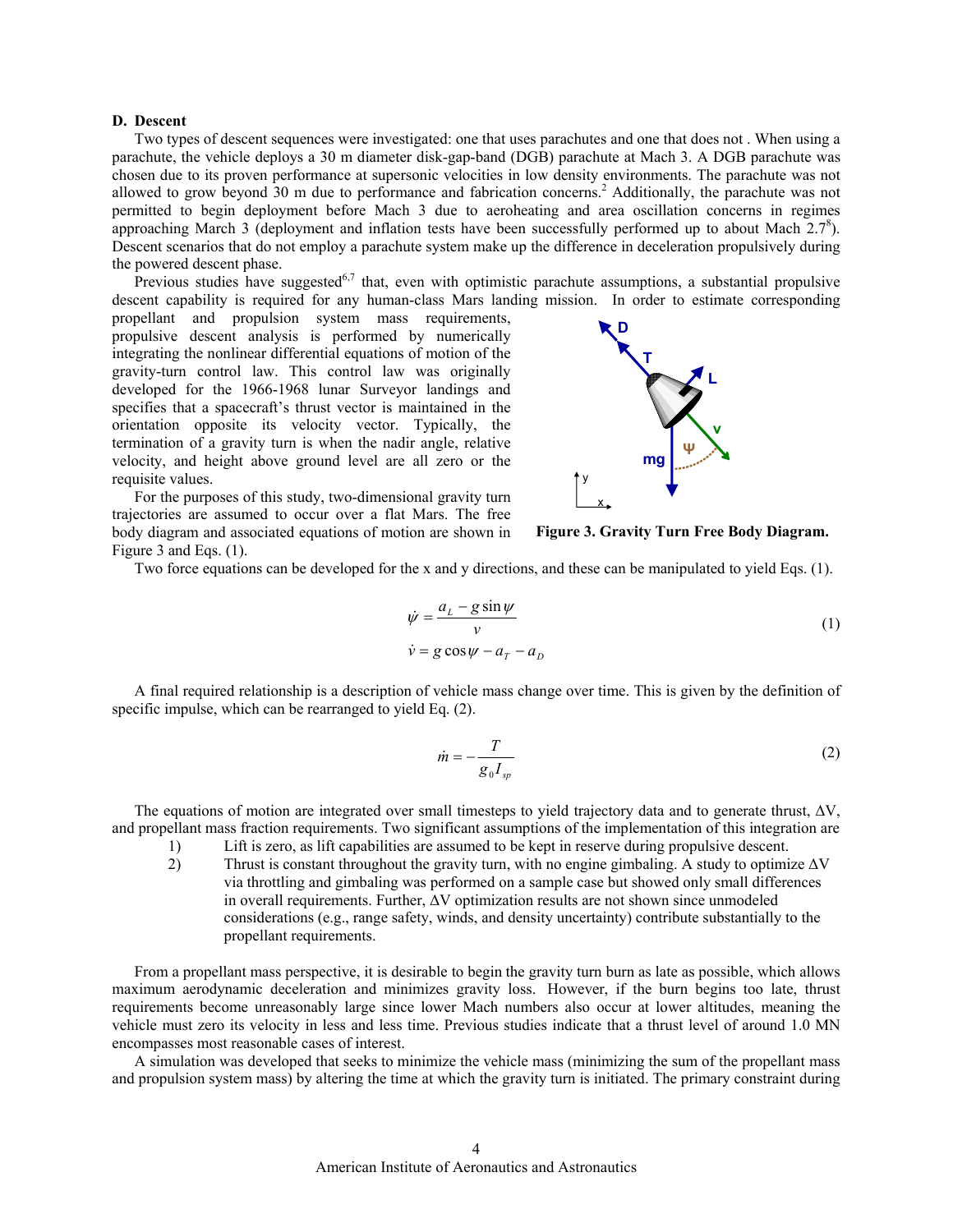### D. Descent

Two types of descent sequences were investigated: one that uses parachutes and one that does not . When using a parachute, the vehicle deploys a 30 m diameter disk-gap-band (DGB) parachute at Mach 3. A DGB parachute was chosen due to its proven performance at supersonic velocities in low density environments. The parachute was not allowed to grow beyond 30 m due to performance and fabrication concerns.[2] Additionally, the parachute was not permitted to begin deployment before Mach 3 due to aeroheating and area oscillation concerns in regimes approaching March 3 (deployment and inflation tests have been successfully performed up to about Mach 2.7[8]). Descent scenarios that do not employ a parachute system make up the difference in deceleration propulsively during the powered descent phase.

Previous studies have suggested[6,7] that, even with optimistic parachute assumptions, a substantial propulsive descent capability is required for any human-class Mars landing mission. In order to estimate corresponding propellant and propulsion system mass requirements, propulsive descent analysis is performed by numerically integrating the nonlinear differential equations of motion of the gravity-turn control law. This control law was originally developed for the 1966-1968 lunar Surveyor landings and specifies that a spacecraft's thrust vector is maintained in the orientation opposite its velocity vector. Typically, the termination of a gravity turn is when the nadir angle, relative velocity, and height above ground level are all zero or the requisite values.

For the purposes of this study, two-dimensional gravity turn trajectories are assumed to occur over a flat Mars. The free body diagram and associated equations of motion are shown in Figure 3 and Eqs. (1).

**Figure 3. Gravity Turn Free Body Diagram.**

Two force equations can be developed for the x and y directions, and these can be manipulated to yield Eqs. (1).

$$\dot{\psi} = \frac{a_L - g\sin\psi}{v} \qquad (1)$$
$$\dot{v} = g\cos\psi - a_T - a_D$$

A final required relationship is a description of vehicle mass change over time. This is given by the definition of specific impulse, which can be rearranged to yield Eq. (2).

$$\dot{m} = -\frac{T}{g_0 I_{sp}} \qquad (2)$$

The equations of motion are integrated over small timesteps to yield trajectory data and to generate thrust, ΔV, and propellant mass fraction requirements. Two significant assumptions of the implementation of this integration are

1) Lift is zero, as lift capabilities are assumed to be kept in reserve during propulsive descent.
2) Thrust is constant throughout the gravity turn, with no engine gimbaling. A study to optimize ΔV via throttling and gimbaling was performed on a sample case but showed only small differences in overall requirements. Further, ΔV optimization results are not shown since unmodeled considerations (e.g., range safety, winds, and density uncertainty) contribute substantially to the propellant requirements.

From a propellant mass perspective, it is desirable to begin the gravity turn burn as late as possible, which allows maximum aerodynamic deceleration and minimizes gravity loss. However, if the burn begins too late, thrust requirements become unreasonably large since lower Mach numbers also occur at lower altitudes, meaning the vehicle must zero its velocity in less and less time. Previous studies indicate that a thrust level of around 1.0 MN encompasses most reasonable cases of interest.

A simulation was developed that seeks to minimize the vehicle mass (minimizing the sum of the propellant mass and propulsion system mass) by altering the time at which the gravity turn is initiated. The primary constraint during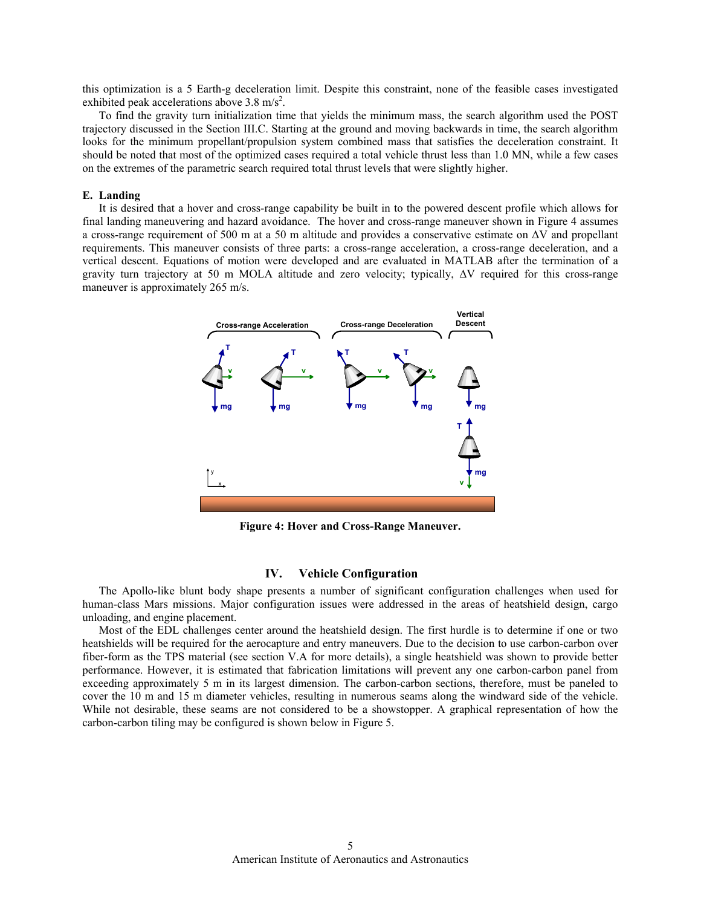this optimization is a 5 Earth-g deceleration limit. Despite this constraint, none of the feasible cases investigated exhibited peak accelerations above 3.8 m/s$^2$.

To find the gravity turn initialization time that yields the minimum mass, the search algorithm used the POST trajectory discussed in the Section III.C. Starting at the ground and moving backwards in time, the search algorithm looks for the minimum propellant/propulsion system combined mass that satisfies the deceleration constraint. It should be noted that most of the optimized cases required a total vehicle thrust less than 1.0 MN, while a few cases on the extremes of the parametric search required total thrust levels that were slightly higher.

### E. Landing

It is desired that a hover and cross-range capability be built in to the powered descent profile which allows for final landing maneuvering and hazard avoidance. The hover and cross-range maneuver shown in Figure 4 assumes a cross-range requirement of 500 m at a 50 m altitude and provides a conservative estimate on $\Delta V$ and propellant requirements. This maneuver consists of three parts: a cross-range acceleration, a cross-range deceleration, and a vertical descent. Equations of motion were developed and are evaluated in MATLAB after the termination of a gravity turn trajectory at 50 m MOLA altitude and zero velocity; typically, $\Delta V$ required for this cross-range maneuver is approximately 265 m/s.

**Figure 4: Hover and Cross-Range Maneuver.**

## IV. Vehicle Configuration

The Apollo-like blunt body shape presents a number of significant configuration challenges when used for human-class Mars missions. Major configuration issues were addressed in the areas of heatshield design, cargo unloading, and engine placement.

Most of the EDL challenges center around the heatshield design. The first hurdle is to determine if one or two heatshields will be required for the aerocapture and entry maneuvers. Due to the decision to use carbon-carbon over fiber-form as the TPS material (see section V.A for more details), a single heatshield was shown to provide better performance. However, it is estimated that fabrication limitations will prevent any one carbon-carbon panel from exceeding approximately 5 m in its largest dimension. The carbon-carbon sections, therefore, must be paneled to cover the 10 m and 15 m diameter vehicles, resulting in numerous seams along the windward side of the vehicle. While not desirable, these seams are not considered to be a showstopper. A graphical representation of how the carbon-carbon tiling may be configured is shown below in Figure 5.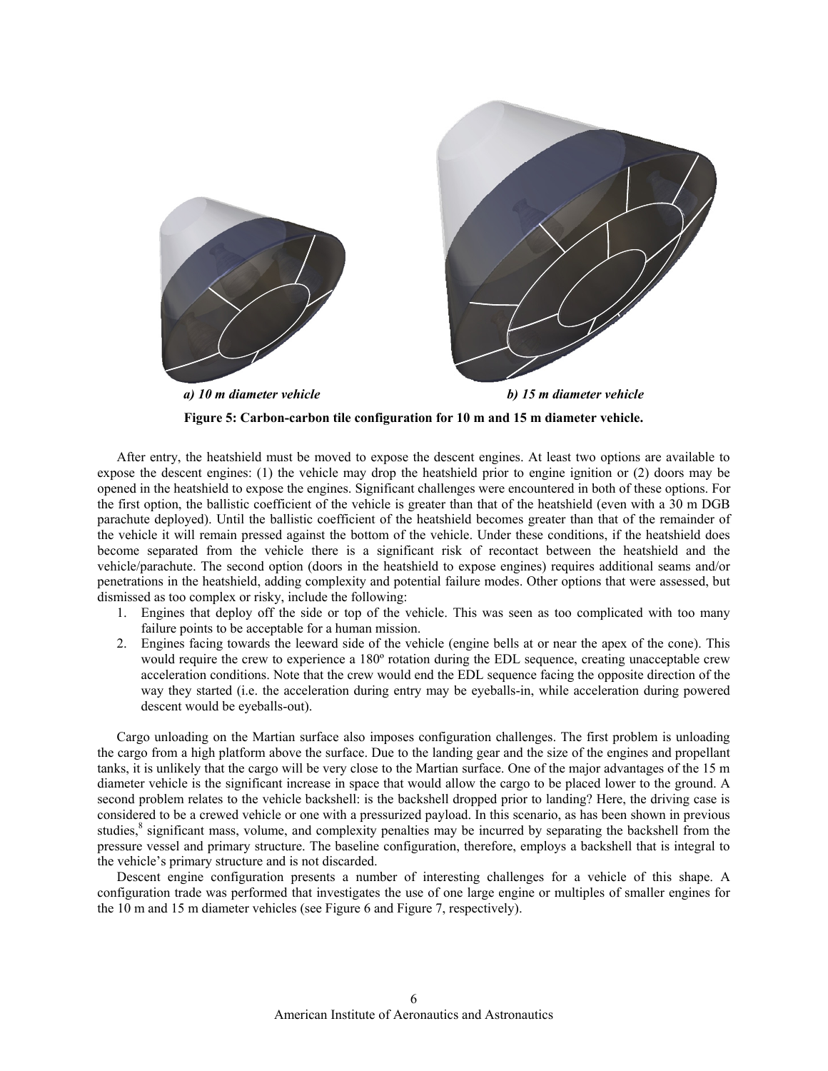*a) 10 m diameter vehicle*

*b) 15 m diameter vehicle*

**Figure 5: Carbon-carbon tile configuration for 10 m and 15 m diameter vehicle.**

After entry, the heatshield must be moved to expose the descent engines. At least two options are available to expose the descent engines: (1) the vehicle may drop the heatshield prior to engine ignition or (2) doors may be opened in the heatshield to expose the engines. Significant challenges were encountered in both of these options. For the first option, the ballistic coefficient of the vehicle is greater than that of the heatshield (even with a 30 m DGB parachute deployed). Until the ballistic coefficient of the heatshield becomes greater than that of the remainder of the vehicle it will remain pressed against the bottom of the vehicle. Under these conditions, if the heatshield does become separated from the vehicle there is a significant risk of recontact between the heatshield and the vehicle/parachute. The second option (doors in the heatshield to expose engines) requires additional seams and/or penetrations in the heatshield, adding complexity and potential failure modes. Other options that were assessed, but dismissed as too complex or risky, include the following:

1. Engines that deploy off the side or top of the vehicle. This was seen as too complicated with too many failure points to be acceptable for a human mission.
2. Engines facing towards the leeward side of the vehicle (engine bells at or near the apex of the cone). This would require the crew to experience a 180º rotation during the EDL sequence, creating unacceptable crew acceleration conditions. Note that the crew would end the EDL sequence facing the opposite direction of the way they started (i.e. the acceleration during entry may be eyeballs-in, while acceleration during powered descent would be eyeballs-out).

Cargo unloading on the Martian surface also imposes configuration challenges. The first problem is unloading the cargo from a high platform above the surface. Due to the landing gear and the size of the engines and propellant tanks, it is unlikely that the cargo will be very close to the Martian surface. One of the major advantages of the 15 m diameter vehicle is the significant increase in space that would allow the cargo to be placed lower to the ground. A second problem relates to the vehicle backshell: is the backshell dropped prior to landing? Here, the driving case is considered to be a crewed vehicle or one with a pressurized payload. In this scenario, as has been shown in previous studies,[8] significant mass, volume, and complexity penalties may be incurred by separating the backshell from the pressure vessel and primary structure. The baseline configuration, therefore, employs a backshell that is integral to the vehicle's primary structure and is not discarded.

Descent engine configuration presents a number of interesting challenges for a vehicle of this shape. A configuration trade was performed that investigates the use of one large engine or multiples of smaller engines for the 10 m and 15 m diameter vehicles (see Figure 6 and Figure 7, respectively).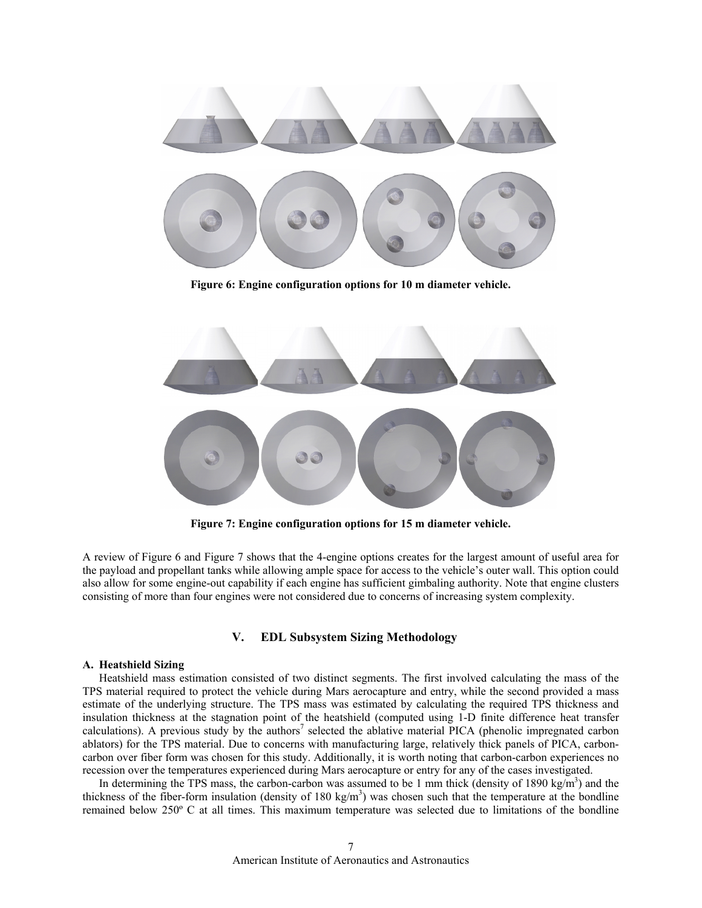Figure 6: Engine configuration options for 10 m diameter vehicle.

Figure 7: Engine configuration options for 15 m diameter vehicle.

A review of Figure 6 and Figure 7 shows that the 4-engine options creates for the largest amount of useful area for the payload and propellant tanks while allowing ample space for access to the vehicle's outer wall. This option could also allow for some engine-out capability if each engine has sufficient gimbaling authority. Note that engine clusters consisting of more than four engines were not considered due to concerns of increasing system complexity.

## V. EDL Subsystem Sizing Methodology

### A. Heatshield Sizing

Heatshield mass estimation consisted of two distinct segments. The first involved calculating the mass of the TPS material required to protect the vehicle during Mars aerocapture and entry, while the second provided a mass estimate of the underlying structure. The TPS mass was estimated by calculating the required TPS thickness and insulation thickness at the stagnation point of the heatshield (computed using 1-D finite difference heat transfer calculations). A previous study by the authors[7] selected the ablative material PICA (phenolic impregnated carbon ablators) for the TPS material. Due to concerns with manufacturing large, relatively thick panels of PICA, carbon-carbon over fiber form was chosen for this study. Additionally, it is worth noting that carbon-carbon experiences no recession over the temperatures experienced during Mars aerocapture or entry for any of the cases investigated.

In determining the TPS mass, the carbon-carbon was assumed to be 1 mm thick (density of 1890 kg/m$^3$) and the thickness of the fiber-form insulation (density of 180 kg/m$^3$) was chosen such that the temperature at the bondline remained below 250º C at all times. This maximum temperature was selected due to limitations of the bondline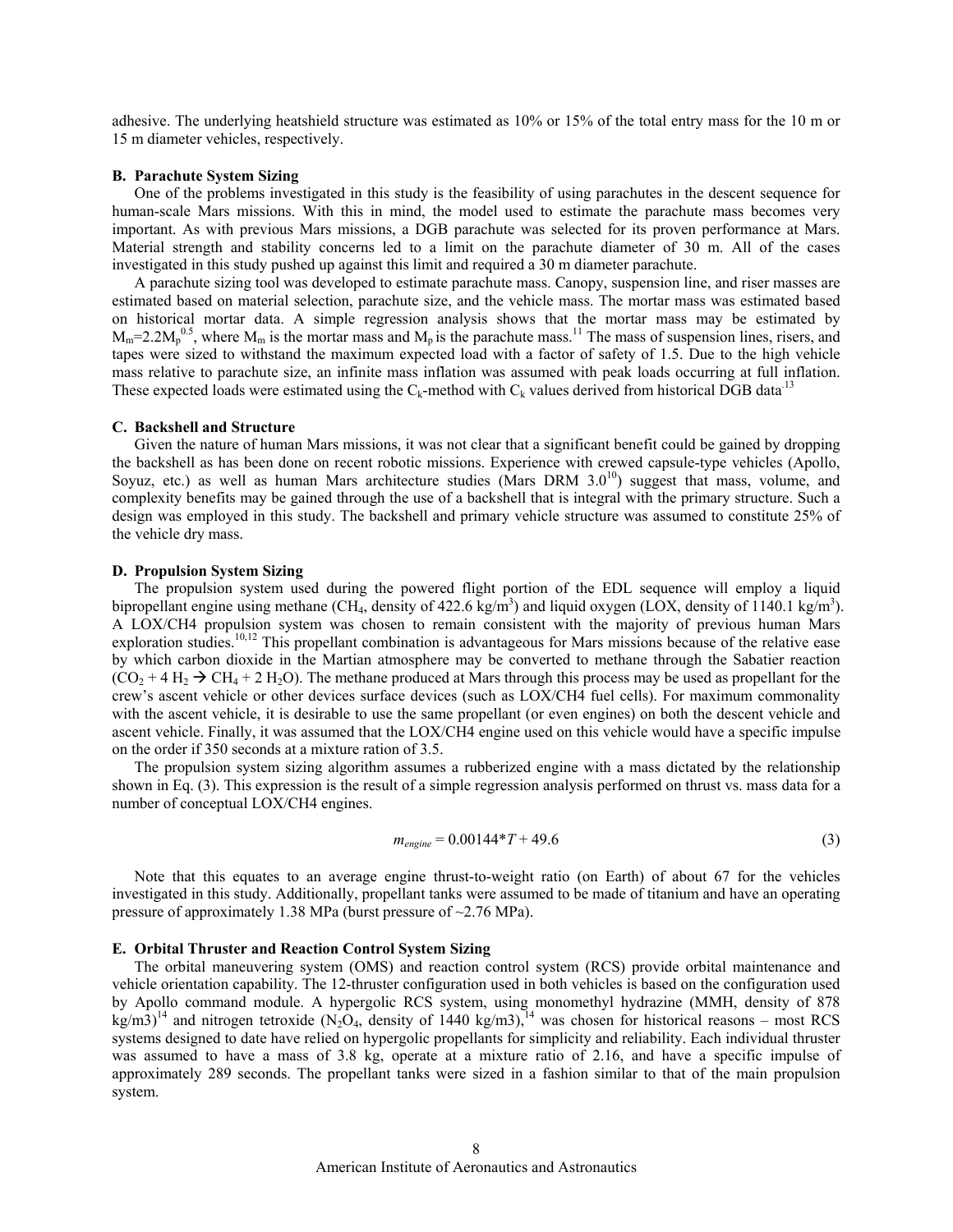adhesive. The underlying heatshield structure was estimated as 10% or 15% of the total entry mass for the 10 m or 15 m diameter vehicles, respectively.

### B. Parachute System Sizing

One of the problems investigated in this study is the feasibility of using parachutes in the descent sequence for human-scale Mars missions. With this in mind, the model used to estimate the parachute mass becomes very important. As with previous Mars missions, a DGB parachute was selected for its proven performance at Mars. Material strength and stability concerns led to a limit on the parachute diameter of 30 m. All of the cases investigated in this study pushed up against this limit and required a 30 m diameter parachute.

A parachute sizing tool was developed to estimate parachute mass. Canopy, suspension line, and riser masses are estimated based on material selection, parachute size, and the vehicle mass. The mortar mass was estimated based on historical mortar data. A simple regression analysis shows that the mortar mass may be estimated by $M_m=2.2M_p^{0.5}$, where $M_m$ is the mortar mass and $M_p$ is the parachute mass.[11] The mass of suspension lines, risers, and tapes were sized to withstand the maximum expected load with a factor of safety of 1.5. Due to the high vehicle mass relative to parachute size, an infinite mass inflation was assumed with peak loads occurring at full inflation. These expected loads were estimated using the $C_k$-method with $C_k$ values derived from historical DGB data[13]

### C. Backshell and Structure

Given the nature of human Mars missions, it was not clear that a significant benefit could be gained by dropping the backshell as has been done on recent robotic missions. Experience with crewed capsule-type vehicles (Apollo, Soyuz, etc.) as well as human Mars architecture studies (Mars DRM 3.0[10]) suggest that mass, volume, and complexity benefits may be gained through the use of a backshell that is integral with the primary structure. Such a design was employed in this study. The backshell and primary vehicle structure was assumed to constitute 25% of the vehicle dry mass.

### D. Propulsion System Sizing

The propulsion system used during the powered flight portion of the EDL sequence will employ a liquid bipropellant engine using methane ($CH_4$, density of 422.6 kg/m$^3$) and liquid oxygen (LOX, density of 1140.1 kg/m$^3$). A LOX/CH4 propulsion system was chosen to remain consistent with the majority of previous human Mars exploration studies.[10,12] This propellant combination is advantageous for Mars missions because of the relative ease by which carbon dioxide in the Martian atmosphere may be converted to methane through the Sabatier reaction ($CO_2 + 4 H_2 \rightarrow CH_4 + 2 H_2O$). The methane produced at Mars through this process may be used as propellant for the crew's ascent vehicle or other devices surface devices (such as LOX/CH4 fuel cells). For maximum commonality with the ascent vehicle, it is desirable to use the same propellant (or even engines) on both the descent vehicle and ascent vehicle. Finally, it was assumed that the LOX/CH4 engine used on this vehicle would have a specific impulse on the order if 350 seconds at a mixture ration of 3.5.

The propulsion system sizing algorithm assumes a rubberized engine with a mass dictated by the relationship shown in Eq. (3). This expression is the result of a simple regression analysis performed on thrust vs. mass data for a number of conceptual LOX/CH4 engines.

$$m_{engine} = 0.00144*T + 49.6 \tag{3}$$

Note that this equates to an average engine thrust-to-weight ratio (on Earth) of about 67 for the vehicles investigated in this study. Additionally, propellant tanks were assumed to be made of titanium and have an operating pressure of approximately 1.38 MPa (burst pressure of ~2.76 MPa).

### E. Orbital Thruster and Reaction Control System Sizing

The orbital maneuvering system (OMS) and reaction control system (RCS) provide orbital maintenance and vehicle orientation capability. The 12-thruster configuration used in both vehicles is based on the configuration used by Apollo command module. A hypergolic RCS system, using monomethyl hydrazine (MMH, density of 878 kg/m3)[14] and nitrogen tetroxide ($N_2O_4$, density of 1440 kg/m3),[14] was chosen for historical reasons – most RCS systems designed to date have relied on hypergolic propellants for simplicity and reliability. Each individual thruster was assumed to have a mass of 3.8 kg, operate at a mixture ratio of 2.16, and have a specific impulse of approximately 289 seconds. The propellant tanks were sized in a fashion similar to that of the main propulsion system.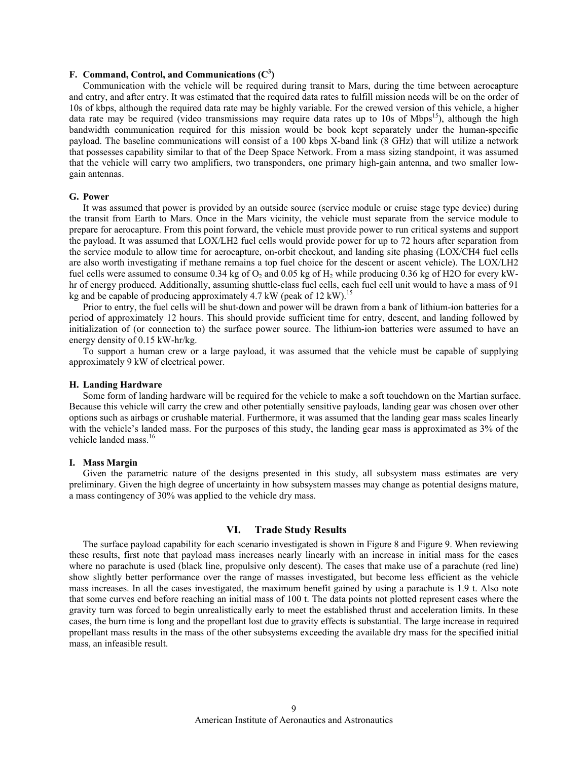### F. Command, Control, and Communications ($C^3$)

Communication with the vehicle will be required during transit to Mars, during the time between aerocapture and entry, and after entry. It was estimated that the required data rates to fulfill mission needs will be on the order of 10s of kbps, although the required data rate may be highly variable. For the crewed version of this vehicle, a higher data rate may be required (video transmissions may require data rates up to 10s of Mbps[15]), although the high bandwidth communication required for this mission would be book kept separately under the human-specific payload. The baseline communications will consist of a 100 kbps X-band link (8 GHz) that will utilize a network that possesses capability similar to that of the Deep Space Network. From a mass sizing standpoint, it was assumed that the vehicle will carry two amplifiers, two transponders, one primary high-gain antenna, and two smaller low-gain antennas.

### G. Power

It was assumed that power is provided by an outside source (service module or cruise stage type device) during the transit from Earth to Mars. Once in the Mars vicinity, the vehicle must separate from the service module to prepare for aerocapture. From this point forward, the vehicle must provide power to run critical systems and support the payload. It was assumed that LOX/LH2 fuel cells would provide power for up to 72 hours after separation from the service module to allow time for aerocapture, on-orbit checkout, and landing site phasing (LOX/CH4 fuel cells are also worth investigating if methane remains a top fuel choice for the descent or ascent vehicle). The LOX/LH2 fuel cells were assumed to consume 0.34 kg of $O_2$ and 0.05 kg of $H_2$ while producing 0.36 kg of $H_2O$ for every kW-hr of energy produced. Additionally, assuming shuttle-class fuel cells, each fuel cell unit would to have a mass of 91 kg and be capable of producing approximately 4.7 kW (peak of 12 kW).[15]

Prior to entry, the fuel cells will be shut-down and power will be drawn from a bank of lithium-ion batteries for a period of approximately 12 hours. This should provide sufficient time for entry, descent, and landing followed by initialization of (or connection to) the surface power source. The lithium-ion batteries were assumed to have an energy density of 0.15 kW-hr/kg.

To support a human crew or a large payload, it was assumed that the vehicle must be capable of supplying approximately 9 kW of electrical power.

### H. Landing Hardware

Some form of landing hardware will be required for the vehicle to make a soft touchdown on the Martian surface. Because this vehicle will carry the crew and other potentially sensitive payloads, landing gear was chosen over other options such as airbags or crushable material. Furthermore, it was assumed that the landing gear mass scales linearly with the vehicle's landed mass. For the purposes of this study, the landing gear mass is approximated as 3% of the vehicle landed mass.[16]

### I. Mass Margin

Given the parametric nature of the designs presented in this study, all subsystem mass estimates are very preliminary. Given the high degree of uncertainty in how subsystem masses may change as potential designs mature, a mass contingency of 30% was applied to the vehicle dry mass.

## VI. Trade Study Results

The surface payload capability for each scenario investigated is shown in Figure 8 and Figure 9. When reviewing these results, first note that payload mass increases nearly linearly with an increase in initial mass for the cases where no parachute is used (black line, propulsive only descent). The cases that make use of a parachute (red line) show slightly better performance over the range of masses investigated, but become less efficient as the vehicle mass increases. In all the cases investigated, the maximum benefit gained by using a parachute is 1.9 t. Also note that some curves end before reaching an initial mass of 100 t. The data points not plotted represent cases where the gravity turn was forced to begin unrealistically early to meet the established thrust and acceleration limits. In these cases, the burn time is long and the propellant lost due to gravity effects is substantial. The large increase in required propellant mass results in the mass of the other subsystems exceeding the available dry mass for the specified initial mass, an infeasible result.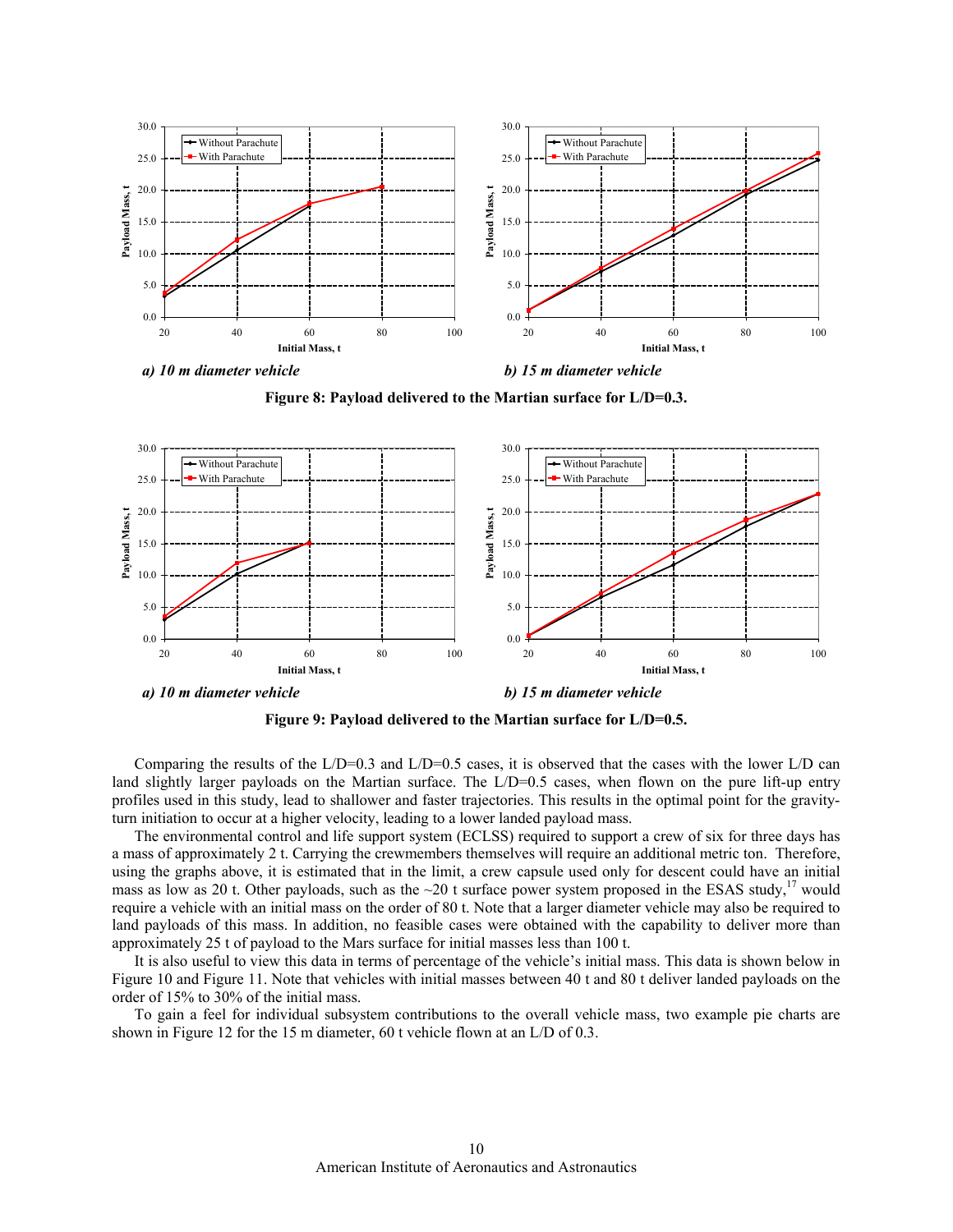*a) 10 m diameter vehicle*

*b) 15 m diameter vehicle*

**Figure 8: Payload delivered to the Martian surface for L/D=0.3.**

*a) 10 m diameter vehicle*

*b) 15 m diameter vehicle*

**Figure 9: Payload delivered to the Martian surface for L/D=0.5.**

Comparing the results of the L/D=0.3 and L/D=0.5 cases, it is observed that the cases with the lower L/D can land slightly larger payloads on the Martian surface. The L/D=0.5 cases, when flown on the pure lift-up entry profiles used in this study, lead to shallower and faster trajectories. This results in the optimal point for the gravity-turn initiation to occur at a higher velocity, leading to a lower landed payload mass.

The environmental control and life support system (ECLSS) required to support a crew of six for three days has a mass of approximately 2 t. Carrying the crewmembers themselves will require an additional metric ton. Therefore, using the graphs above, it is estimated that in the limit, a crew capsule used only for descent could have an initial mass as low as 20 t. Other payloads, such as the ~20 t surface power system proposed in the ESAS study,[17] would require a vehicle with an initial mass on the order of 80 t. Note that a larger diameter vehicle may also be required to land payloads of this mass. In addition, no feasible cases were obtained with the capability to deliver more than approximately 25 t of payload to the Mars surface for initial masses less than 100 t.

It is also useful to view this data in terms of percentage of the vehicle's initial mass. This data is shown below in Figure 10 and Figure 11. Note that vehicles with initial masses between 40 t and 80 t deliver landed payloads on the order of 15% to 30% of the initial mass.

To gain a feel for individual subsystem contributions to the overall vehicle mass, two example pie charts are shown in Figure 12 for the 15 m diameter, 60 t vehicle flown at an L/D of 0.3.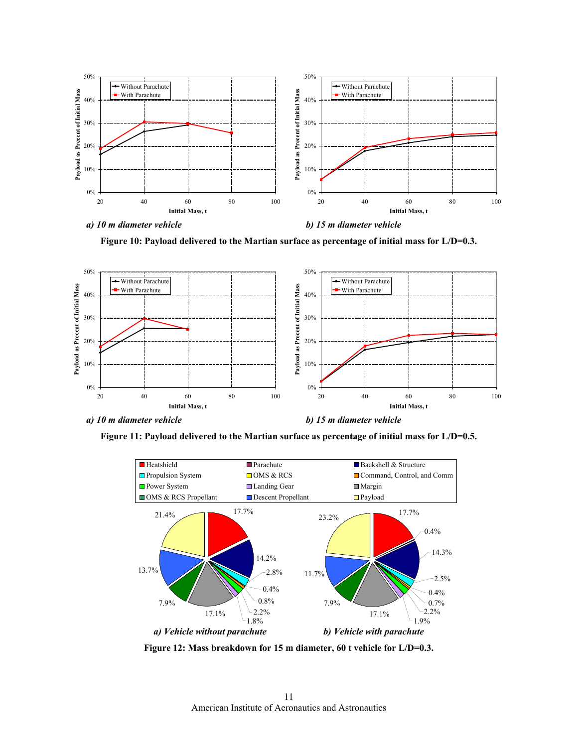a) 10 m diameter vehicle

b) 15 m diameter vehicle

**Figure 10: Payload delivered to the Martian surface as percentage of initial mass for L/D=0.3.**

a) 10 m diameter vehicle

b) 15 m diameter vehicle

**Figure 11: Payload delivered to the Martian surface as percentage of initial mass for L/D=0.5.**

a) Vehicle without parachute

b) Vehicle with parachute

**Figure 12: Mass breakdown for 15 m diameter, 60 t vehicle for L/D=0.3.**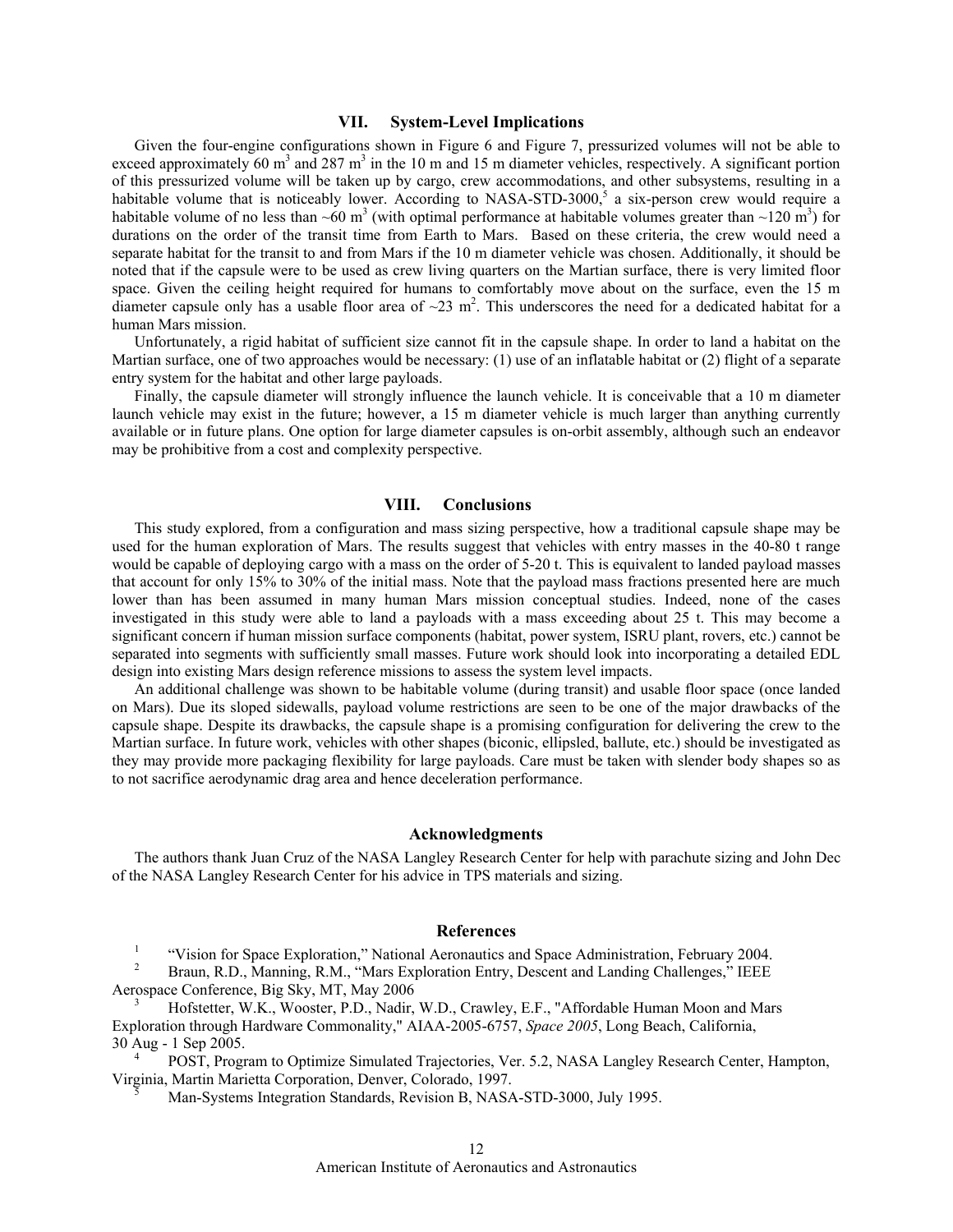## VII. System-Level Implications

Given the four-engine configurations shown in Figure 6 and Figure 7, pressurized volumes will not be able to exceed approximately 60 $m^3$ and 287 $m^3$ in the 10 m and 15 m diameter vehicles, respectively. A significant portion of this pressurized volume will be taken up by cargo, crew accommodations, and other subsystems, resulting in a habitable volume that is noticeably lower. According to NASA-STD-3000,[5] a six-person crew would require a habitable volume of no less than ~60 $m^3$ (with optimal performance at habitable volumes greater than ~120 $m^3$) for durations on the order of the transit time from Earth to Mars. Based on these criteria, the crew would need a separate habitat for the transit to and from Mars if the 10 m diameter vehicle was chosen. Additionally, it should be noted that if the capsule were to be used as crew living quarters on the Martian surface, there is very limited floor space. Given the ceiling height required for humans to comfortably move about on the surface, even the 15 m diameter capsule only has a usable floor area of ~23 $m^2$. This underscores the need for a dedicated habitat for a human Mars mission.

Unfortunately, a rigid habitat of sufficient size cannot fit in the capsule shape. In order to land a habitat on the Martian surface, one of two approaches would be necessary: (1) use of an inflatable habitat or (2) flight of a separate entry system for the habitat and other large payloads.

Finally, the capsule diameter will strongly influence the launch vehicle. It is conceivable that a 10 m diameter launch vehicle may exist in the future; however, a 15 m diameter vehicle is much larger than anything currently available or in future plans. One option for large diameter capsules is on-orbit assembly, although such an endeavor may be prohibitive from a cost and complexity perspective.

## VIII. Conclusions

This study explored, from a configuration and mass sizing perspective, how a traditional capsule shape may be used for the human exploration of Mars. The results suggest that vehicles with entry masses in the 40-80 t range would be capable of deploying cargo with a mass on the order of 5-20 t. This is equivalent to landed payload masses that account for only 15% to 30% of the initial mass. Note that the payload mass fractions presented here are much lower than has been assumed in many human Mars mission conceptual studies. Indeed, none of the cases investigated in this study were able to land a payloads with a mass exceeding about 25 t. This may become a significant concern if human mission surface components (habitat, power system, ISRU plant, rovers, etc.) cannot be separated into segments with sufficiently small masses. Future work should look into incorporating a detailed EDL design into existing Mars design reference missions to assess the system level impacts.

An additional challenge was shown to be habitable volume (during transit) and usable floor space (once landed on Mars). Due its sloped sidewalls, payload volume restrictions are seen to be one of the major drawbacks of the capsule shape. Despite its drawbacks, the capsule shape is a promising configuration for delivering the crew to the Martian surface. In future work, vehicles with other shapes (biconic, ellipsled, ballute, etc.) should be investigated as they may provide more packaging flexibility for large payloads. Care must be taken with slender body shapes so as to not sacrifice aerodynamic drag area and hence deceleration performance.

## Acknowledgments

The authors thank Juan Cruz of the NASA Langley Research Center for help with parachute sizing and John Dec of the NASA Langley Research Center for his advice in TPS materials and sizing.

## References

[1] "Vision for Space Exploration," National Aeronautics and Space Administration, February 2004.

[2] Braun, R.D., Manning, R.M., "Mars Exploration Entry, Descent and Landing Challenges," IEEE Aerospace Conference, Big Sky, MT, May 2006

[3] Hofstetter, W.K., Wooster, P.D., Nadir, W.D., Crawley, E.F., "Affordable Human Moon and Mars Exploration through Hardware Commonality," AIAA-2005-6757, *Space 2005*, Long Beach, California, 30 Aug - 1 Sep 2005.

[4] POST, Program to Optimize Simulated Trajectories, Ver. 5.2, NASA Langley Research Center, Hampton, Virginia, Martin Marietta Corporation, Denver, Colorado, 1997.

[5] Man-Systems Integration Standards, Revision B, NASA-STD-3000, July 1995.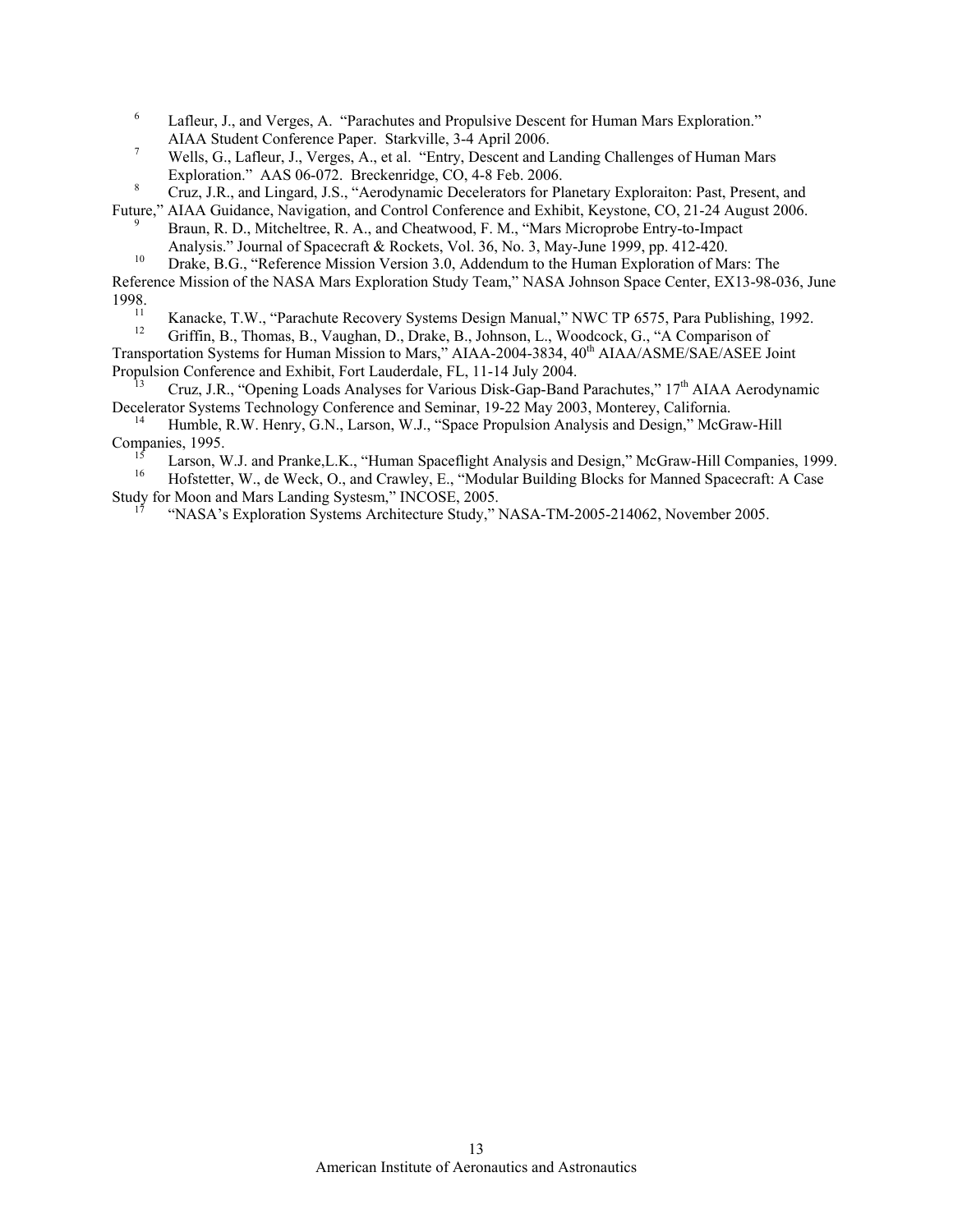[6] Lafleur, J., and Verges, A. "Parachutes and Propulsive Descent for Human Mars Exploration." AIAA Student Conference Paper. Starkville, 3-4 April 2006.

[7] Wells, G., Lafleur, J., Verges, A., et al. "Entry, Descent and Landing Challenges of Human Mars Exploration." AAS 06-072. Breckenridge, CO, 4-8 Feb. 2006.

[8] Cruz, J.R., and Lingard, J.S., "Aerodynamic Decelerators for Planetary Exploraiton: Past, Present, and Future," AIAA Guidance, Navigation, and Control Conference and Exhibit, Keystone, CO, 21-24 August 2006.

[9] Braun, R. D., Mitcheltree, R. A., and Cheatwood, F. M., "Mars Microprobe Entry-to-Impact Analysis." Journal of Spacecraft & Rockets, Vol. 36, No. 3, May-June 1999, pp. 412-420.

[10] Drake, B.G., "Reference Mission Version 3.0, Addendum to the Human Exploration of Mars: The Reference Mission of the NASA Mars Exploration Study Team," NASA Johnson Space Center, EX13-98-036, June 1998.

[11] Kanacke, T.W., "Parachute Recovery Systems Design Manual," NWC TP 6575, Para Publishing, 1992.

[12] Griffin, B., Thomas, B., Vaughan, D., Drake, B., Johnson, L., Woodcock, G., "A Comparison of Transportation Systems for Human Mission to Mars," AIAA-2004-3834, 40th AIAA/ASME/SAE/ASEE Joint Propulsion Conference and Exhibit, Fort Lauderdale, FL, 11-14 July 2004.

[13] Cruz, J.R., "Opening Loads Analyses for Various Disk-Gap-Band Parachutes," 17th AIAA Aerodynamic Decelerator Systems Technology Conference and Seminar, 19-22 May 2003, Monterey, California.

[14] Humble, R.W. Henry, G.N., Larson, W.J., "Space Propulsion Analysis and Design," McGraw-Hill Companies, 1995.

[15] Larson, W.J. and Pranke,L.K., "Human Spaceflight Analysis and Design," McGraw-Hill Companies, 1999.

[16] Hofstetter, W., de Weck, O., and Crawley, E., "Modular Building Blocks for Manned Spacecraft: A Case Study for Moon and Mars Landing Systesm," INCOSE, 2005.

[17] "NASA's Exploration Systems Architecture Study," NASA-TM-2005-214062, November 2005.